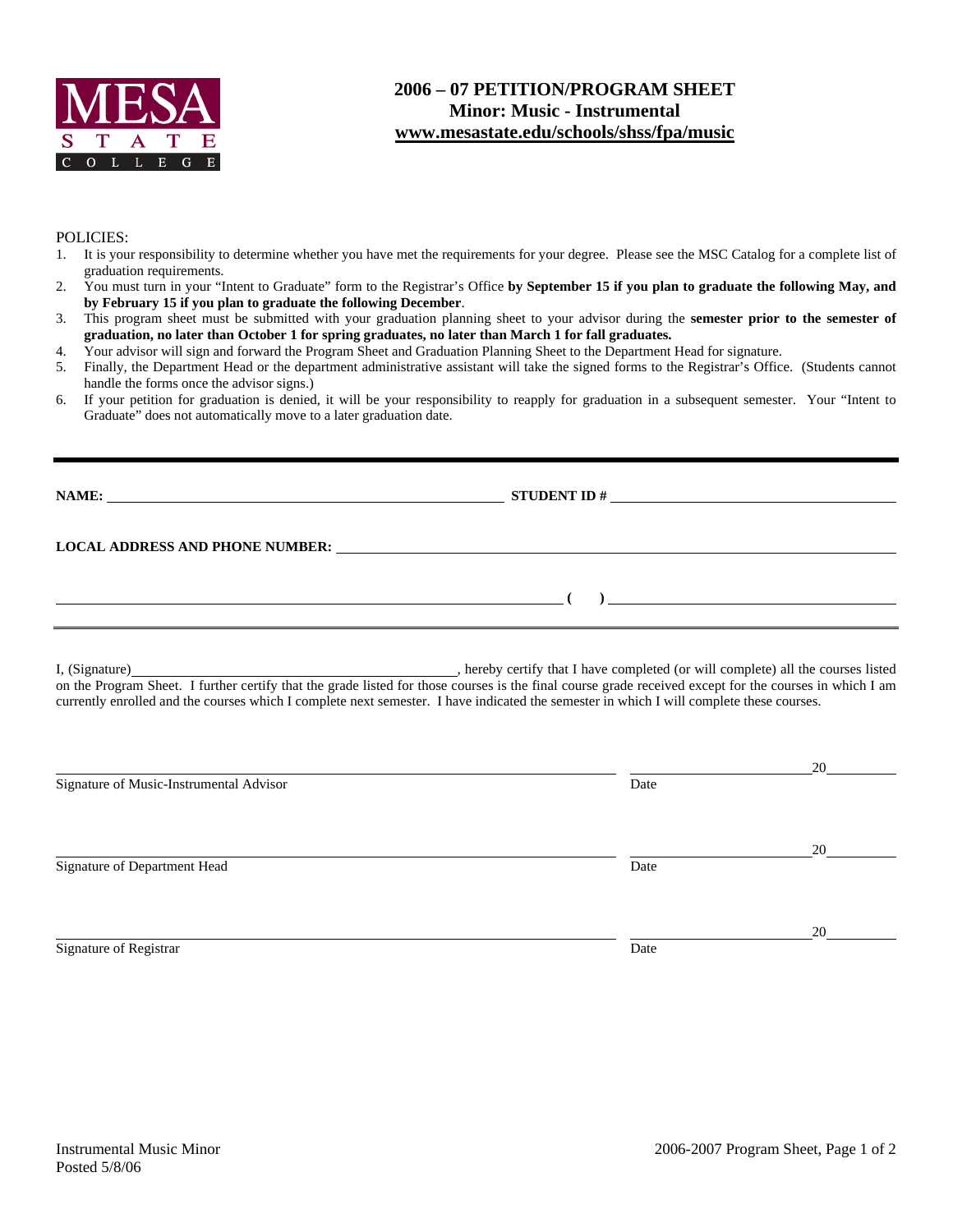MESA STATE COLLEGE

# 2006 – 07 PETITION/PROGRAM SHEET
## Minor: Music - Instrumental
## www.mesastate.edu/schools/shss/fpa/music

POLICIES:

1. It is your responsibility to determine whether you have met the requirements for your degree. Please see the MSC Catalog for a complete list of graduation requirements.
2. You must turn in your "Intent to Graduate" form to the Registrar's Office **by September 15 if you plan to graduate the following May, and by February 15 if you plan to graduate the following December**.
3. This program sheet must be submitted with your graduation planning sheet to your advisor during the **semester prior to the semester of graduation, no later than October 1 for spring graduates, no later than March 1 for fall graduates.**
4. Your advisor will sign and forward the Program Sheet and Graduation Planning Sheet to the Department Head for signature.
5. Finally, the Department Head or the department administrative assistant will take the signed forms to the Registrar's Office. (Students cannot handle the forms once the advisor signs.)
6. If your petition for graduation is denied, it will be your responsibility to reapply for graduation in a subsequent semester. Your "Intent to Graduate" does not automatically move to a later graduation date.

---

**NAME:** ______________________________ **STUDENT ID #** ______________________________

**LOCAL ADDRESS AND PHONE NUMBER:** ______________________________________________

______________________________________________ **(    )** ______________________________

---

I, (Signature) ______________________________, hereby certify that I have completed (or will complete) all the courses listed on the Program Sheet. I further certify that the grade listed for those courses is the final course grade received except for the courses in which I am currently enrolled and the courses which I complete next semester. I have indicated the semester in which I will complete these courses.

______________________________________________ ______________________ 20________
Signature of Music-Instrumental Advisor — Date

______________________________________________ ______________________ 20________
Signature of Department Head — Date

______________________________________________ ______________________ 20________
Signature of Registrar — Date

Instrumental Music Minor
Posted 5/8/06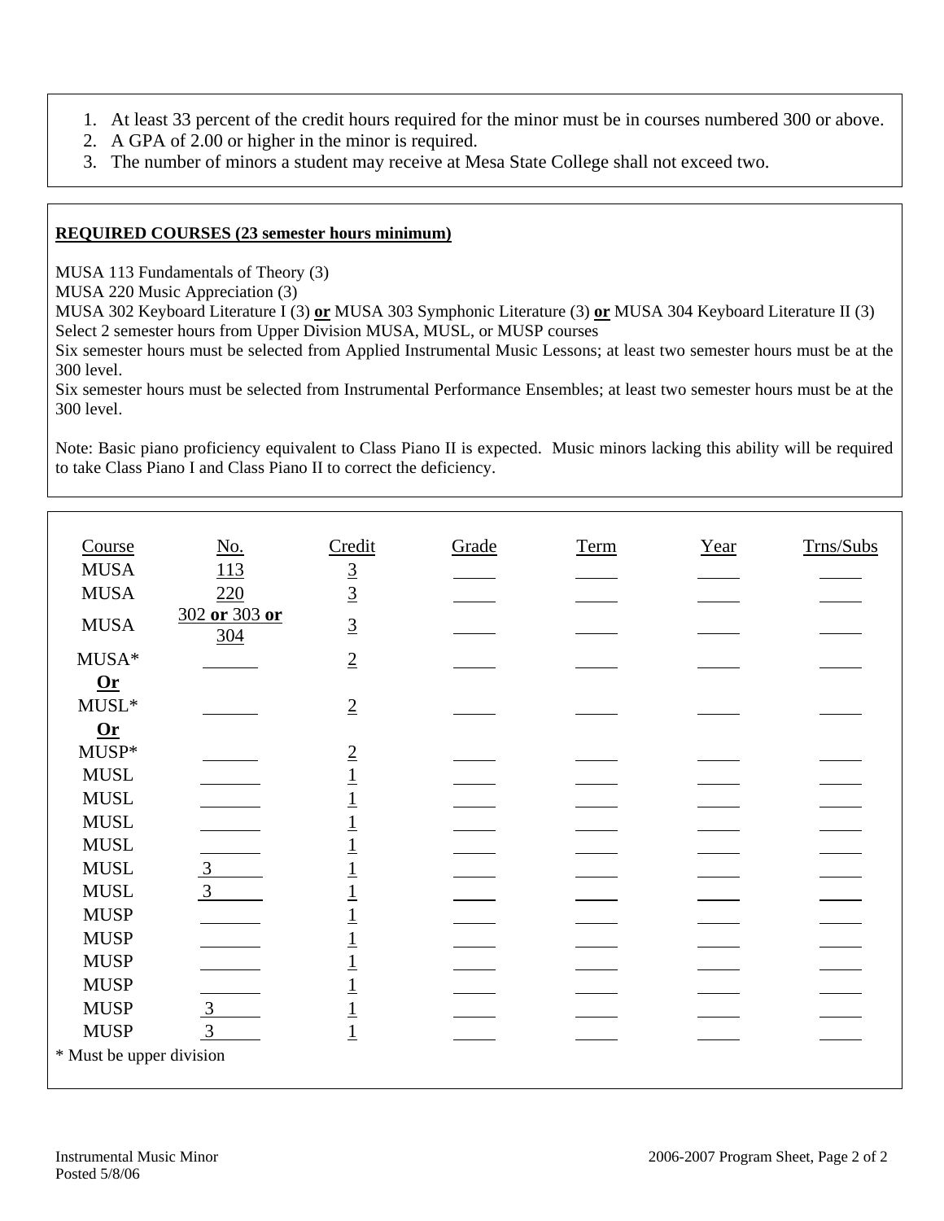1. At least 33 percent of the credit hours required for the minor must be in courses numbered 300 or above.
2. A GPA of 2.00 or higher in the minor is required.
3. The number of minors a student may receive at Mesa State College shall not exceed two.

**REQUIRED COURSES (23 semester hours minimum)**

MUSA 113 Fundamentals of Theory (3)
MUSA 220 Music Appreciation (3)
MUSA 302 Keyboard Literature I (3) **or** MUSA 303 Symphonic Literature (3) **or** MUSA 304 Keyboard Literature II (3)
Select 2 semester hours from Upper Division MUSA, MUSL, or MUSP courses
Six semester hours must be selected from Applied Instrumental Music Lessons; at least two semester hours must be at the 300 level.
Six semester hours must be selected from Instrumental Performance Ensembles; at least two semester hours must be at the 300 level.

Note: Basic piano proficiency equivalent to Class Piano II is expected. Music minors lacking this ability will be required to take Class Piano I and Class Piano II to correct the deficiency.

| Course | No. | Credit | Grade | Term | Year | Trns/Subs |
|---|---|---|---|---|---|---|
| MUSA | 113 | 3 | | | | |
| MUSA | 220 | 3 | | | | |
| MUSA | 302 **or** 303 **or** 304 | 3 | | | | |
| MUSA* | | 2 | | | | |
| **Or** | | | | | | |
| MUSL* | | 2 | | | | |
| **Or** | | | | | | |
| MUSP* | | 2 | | | | |
| MUSL | | 1 | | | | |
| MUSL | | 1 | | | | |
| MUSL | | 1 | | | | |
| MUSL | | 1 | | | | |
| MUSL | 3 | 1 | | | | |
| MUSL | 3 | 1 | | | | |
| MUSP | | 1 | | | | |
| MUSP | | 1 | | | | |
| MUSP | | 1 | | | | |
| MUSP | | 1 | | | | |
| MUSP | 3 | 1 | | | | |
| MUSP | 3 | 1 | | | | |

\* Must be upper division

Instrumental Music Minor
Posted 5/8/06